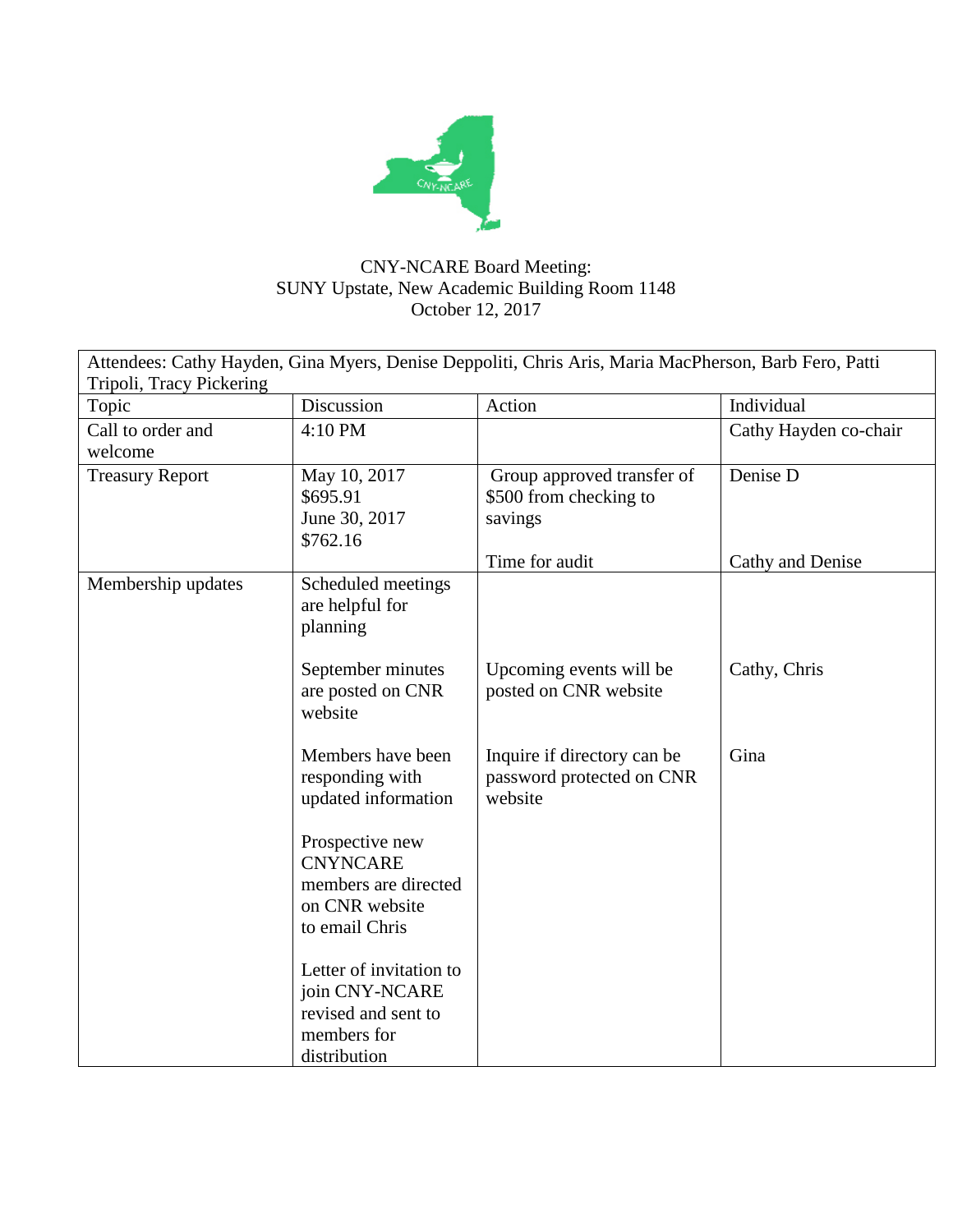CNY-NCARE Board Meeting:
SUNY Upstate, New Academic Building Room 1148
October 12, 2017

Attendees: Cathy Hayden, Gina Myers, Denise Deppoliti, Chris Aris, Maria MacPherson, Barb Fero, Patti Tripoli, Tracy Pickering

| Topic | Discussion | Action | Individual |
|---|---|---|---|
| Call to order and welcome | 4:10 PM | | Cathy Hayden co-chair |
| Treasury Report | May 10, 2017 $695.91 June 30, 2017 $762.16 | Group approved transfer of $500 from checking to savings | Denise D |
| | | Time for audit | Cathy and Denise |
| Membership updates | Scheduled meetings are helpful for planning | | |
| | September minutes are posted on CNR website | Upcoming events will be posted on CNR website | Cathy, Chris |
| | Members have been responding with updated information | Inquire if directory can be password protected on CNR website | Gina |
| | Prospective new CNYNCARE members are directed on CNR website to email Chris | | |
| | Letter of invitation to join CNY-NCARE revised and sent to members for distribution | | |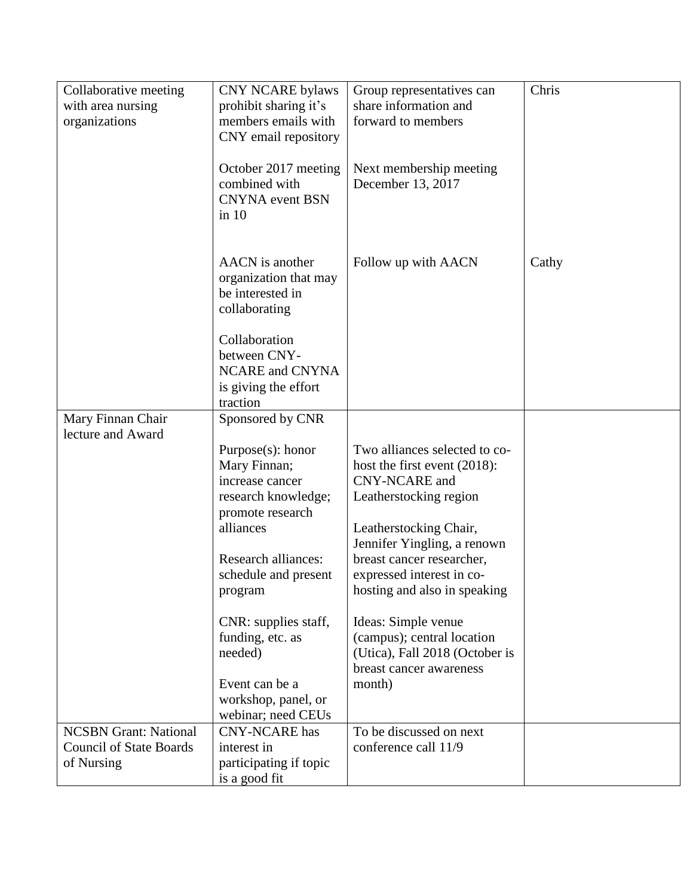| | | | |
|---|---|---|---|
| Collaborative meeting with area nursing organizations | CNY NCARE bylaws prohibit sharing it's members emails with CNY email repository<br><br>October 2017 meeting combined with CNYNA event BSN in 10<br><br>AACN is another organization that may be interested in collaborating<br><br>Collaboration between CNY-NCARE and CNYNA is giving the effort traction | Group representatives can share information and forward to members<br><br>Next membership meeting December 13, 2017<br><br>Follow up with AACN | Chris<br><br>Cathy |
| Mary Finnan Chair lecture and Award | Sponsored by CNR<br><br>Purpose(s): honor Mary Finnan; increase cancer research knowledge; promote research alliances<br><br>Research alliances: schedule and present program<br><br>CNR: supplies staff, funding, etc. as needed)<br><br>Event can be a workshop, panel, or webinar; need CEUs | Two alliances selected to co-host the first event (2018): CNY-NCARE and Leatherstocking region<br><br>Leatherstocking Chair, Jennifer Yingling, a renown breast cancer researcher, expressed interest in co-hosting and also in speaking<br><br>Ideas: Simple venue (campus); central location (Utica), Fall 2018 (October is breast cancer awareness month) | |
| NCSBN Grant: National Council of State Boards of Nursing | CNY-NCARE has interest in participating if topic is a good fit | To be discussed on next conference call 11/9 | |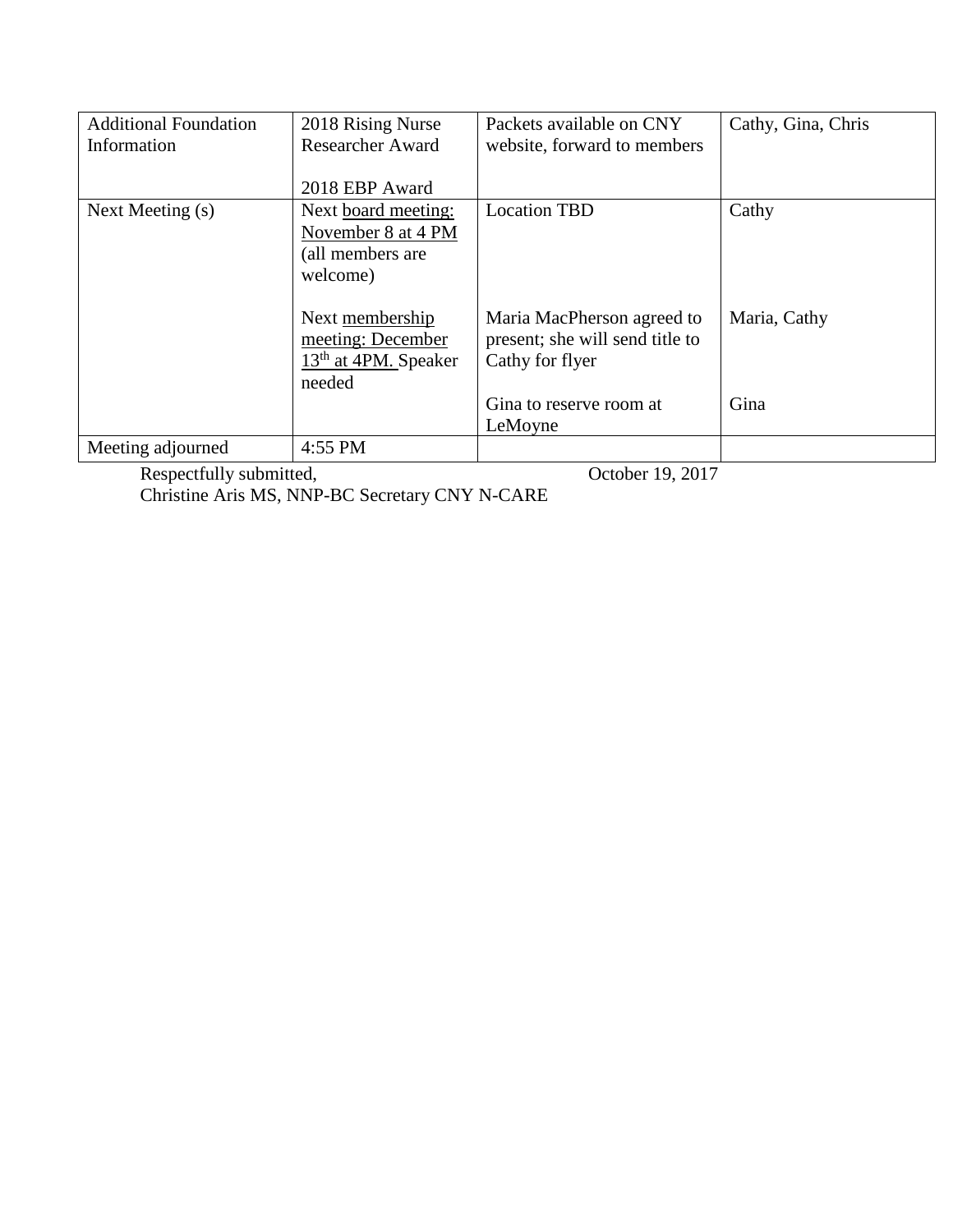| | | | |
|---|---|---|---|
| Additional Foundation Information | 2018 Rising Nurse Researcher Award<br><br>2018 EBP Award | Packets available on CNY website, forward to members | Cathy, Gina, Chris |
| Next Meeting (s) | Next <u>board meeting: November 8 at 4 PM</u> (all members are welcome)<br><br>Next <u>membership meeting: December 13th at 4PM.</u> Speaker needed | Location TBD<br><br>Maria MacPherson agreed to present; she will send title to Cathy for flyer<br><br>Gina to reserve room at LeMoyne | Cathy<br><br>Maria, Cathy<br><br>Gina |
| Meeting adjourned | 4:55 PM | | |

Respectfully submitted, October 19, 2017
Christine Aris MS, NNP-BC Secretary CNY N-CARE